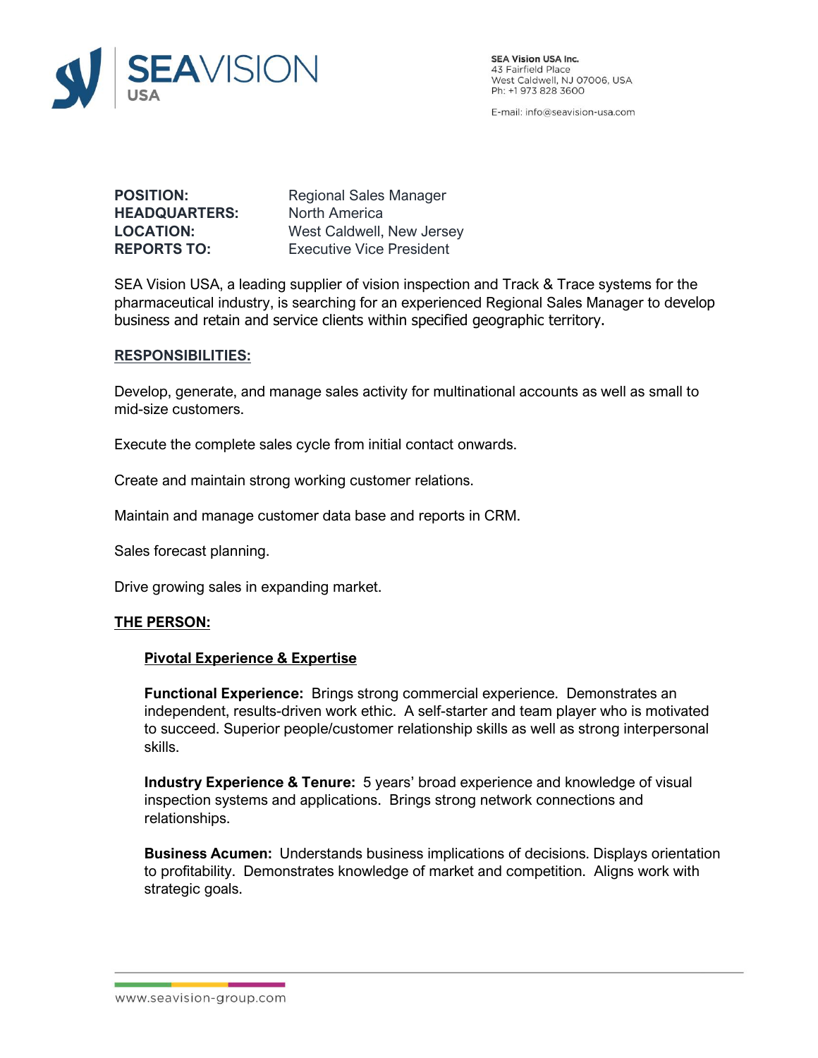SEA Vision USA Inc.
43 Fairfield Place
West Caldwell, NJ 07006, USA
Ph: +1 973 828 3600

E-mail: info@seavision-usa.com

| | |
|---|---|
| **POSITION:** | Regional Sales Manager |
| **HEADQUARTERS:** | North America |
| **LOCATION:** | West Caldwell, New Jersey |
| **REPORTS TO:** | Executive Vice President |

SEA Vision USA, a leading supplier of vision inspection and Track & Trace systems for the pharmaceutical industry, is searching for an experienced Regional Sales Manager to develop business and retain and service clients within specified geographic territory.

## RESPONSIBILITIES:

Develop, generate, and manage sales activity for multinational accounts as well as small to mid-size customers.

Execute the complete sales cycle from initial contact onwards.

Create and maintain strong working customer relations.

Maintain and manage customer data base and reports in CRM.

Sales forecast planning.

Drive growing sales in expanding market.

## THE PERSON:

### Pivotal Experience & Expertise

**Functional Experience:** Brings strong commercial experience. Demonstrates an independent, results-driven work ethic. A self-starter and team player who is motivated to succeed. Superior people/customer relationship skills as well as strong interpersonal skills.

**Industry Experience & Tenure:** 5 years' broad experience and knowledge of visual inspection systems and applications. Brings strong network connections and relationships.

**Business Acumen:** Understands business implications of decisions. Displays orientation to profitability. Demonstrates knowledge of market and competition. Aligns work with strategic goals.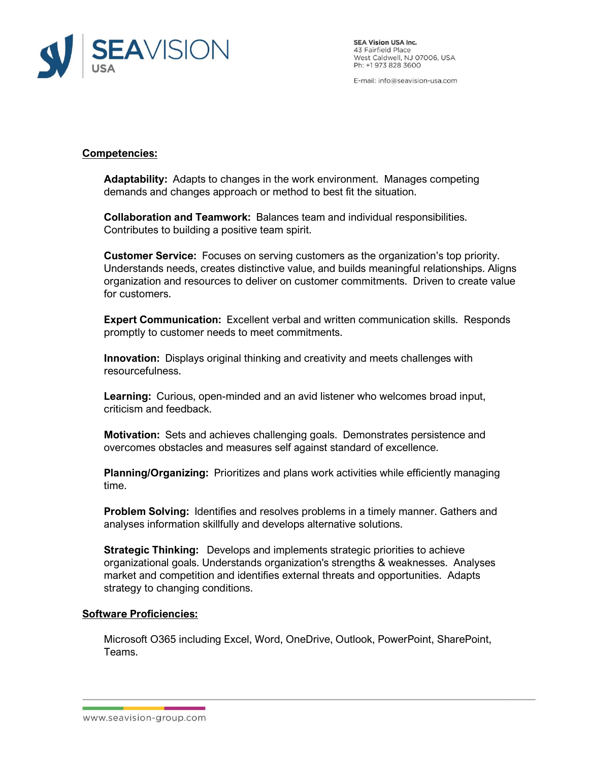## Competencies:

**Adaptability:** Adapts to changes in the work environment. Manages competing demands and changes approach or method to best fit the situation.

**Collaboration and Teamwork:** Balances team and individual responsibilities. Contributes to building a positive team spirit.

**Customer Service:** Focuses on serving customers as the organization's top priority. Understands needs, creates distinctive value, and builds meaningful relationships. Aligns organization and resources to deliver on customer commitments. Driven to create value for customers.

**Expert Communication:** Excellent verbal and written communication skills. Responds promptly to customer needs to meet commitments.

**Innovation:** Displays original thinking and creativity and meets challenges with resourcefulness.

**Learning:** Curious, open-minded and an avid listener who welcomes broad input, criticism and feedback.

**Motivation:** Sets and achieves challenging goals. Demonstrates persistence and overcomes obstacles and measures self against standard of excellence.

**Planning/Organizing:** Prioritizes and plans work activities while efficiently managing time.

**Problem Solving:** Identifies and resolves problems in a timely manner. Gathers and analyses information skillfully and develops alternative solutions.

**Strategic Thinking:** Develops and implements strategic priorities to achieve organizational goals. Understands organization's strengths & weaknesses. Analyses market and competition and identifies external threats and opportunities. Adapts strategy to changing conditions.

## Software Proficiencies:

Microsoft O365 including Excel, Word, OneDrive, Outlook, PowerPoint, SharePoint, Teams.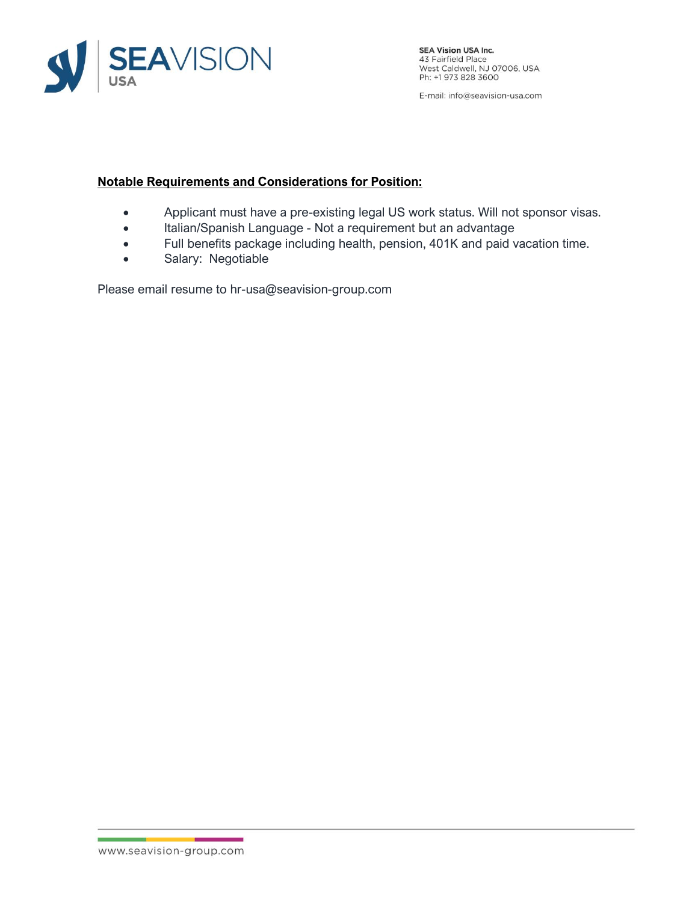SEA Vision USA Inc.
43 Fairfield Place
West Caldwell, NJ 07006, USA
Ph: +1 973 828 3600

E-mail: info@seavision-usa.com

**Notable Requirements and Considerations for Position:**

- Applicant must have a pre-existing legal US work status. Will not sponsor visas.
- Italian/Spanish Language - Not a requirement but an advantage
- Full benefits package including health, pension, 401K and paid vacation time.
- Salary: Negotiable

Please email resume to hr-usa@seavision-group.com

www.seavision-group.com